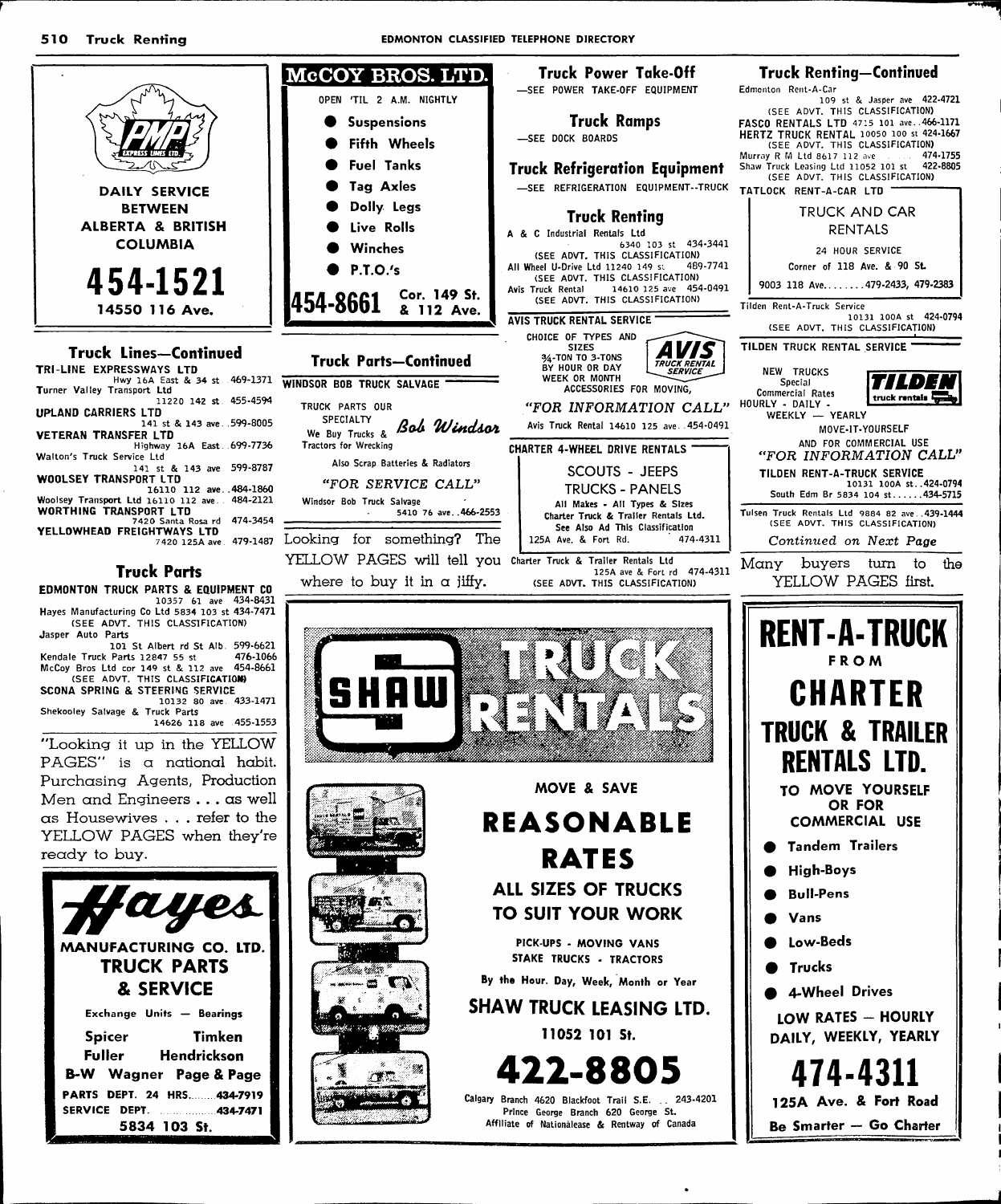**PMP EXPRESS LINES LTD.**

**DAILY SERVICE BETWEEN ALBERTA & BRITISH COLUMBIA**

**454-1521**

**14550 116 Ave.**

## Truck Lines—Continued

**TRI-LINE EXPRESSWAYS LTD** Hwy 16A East & 34 st 469-1371

Turner Valley Transport Ltd 11220 142 st 455-4594

**UPLAND CARRIERS LTD** 141 st & 143 ave 599-8005

**VETERAN TRANSFER LTD** Highway 16A East 699-7736

Walton's Truck Service Ltd 141 st & 143 ave 599-8787

**WOOLSEY TRANSPORT LTD** 16110 112 ave 484-1860

Woolsey Transport Ltd 16110 112 ave 484-2121

**WORTHING TRANSPORT LTD** 7420 Santa Rosa rd 474-3454

**YELLOWHEAD FREIGHTWAYS LTD** 7420 125A ave 479-1487

## Truck Parts

**EDMONTON TRUCK PARTS & EQUIPMENT CO** 10357 61 ave 434-8431

Hayes Manufacturing Co Ltd 5834 103 st 434-7471 (SEE ADVT. THIS CLASSIFICATION)

Jasper Auto Parts 101 St Albert rd St Alb 599-6621

Kendale Truck Parts 12847 55 st 476-1066

McCoy Bros Ltd cor 149 st & 112 ave 454-8661 (SEE ADVT. THIS CLASSIFICATION)

**SCONA SPRING & STEERING SERVICE** 10132 80 ave 433-1471

Shekooley Salvage & Truck Parts 14626 118 ave 455-1553

"Looking it up in the YELLOW PAGES" is a national habit. Purchasing Agents, Production Men and Engineers . . . as well as Housewives . . . refer to the YELLOW PAGES when they're ready to buy.

**Hayes MANUFACTURING CO. LTD.**

**TRUCK PARTS & SERVICE**

Exchange Units — Bearings

Spicer Timken

Fuller Hendrickson

B-W Wagner Page & Page

PARTS DEPT. 24 HRS. 434-7919

SERVICE DEPT. 434-7471

5834 103 St.

**McCOY BROS. LTD.**

OPEN 'TIL 2 A.M. NIGHTLY

- Suspensions
- Fifth Wheels
- Fuel Tanks
- Tag Axles
- Dolly Legs
- Live Rolls
- Winches
- P.T.O.'s

**454-8661** Cor. 149 St. & 112 Ave.

## Truck Parts—Continued

**WINDSOR BOB TRUCK SALVAGE**

TRUCK PARTS OUR SPECIALTY

We Buy Trucks & Tractors for Wrecking

*Bob Windsor*

Also Scrap Batteries & Radiators

*"FOR SERVICE CALL"*

Windsor Bob Truck Salvage 5410 76 ave 466-2553

Looking for something? The YELLOW PAGES will tell you where to buy it in a jiffy.

## Truck Power Take-Off

—SEE POWER TAKE-OFF EQUIPMENT

## Truck Ramps

—SEE DOCK BOARDS

## Truck Refrigeration Equipment

—SEE REFRIGERATION EQUIPMENT--TRUCK

## Truck Renting

A & C Industrial Rentals Ltd 6340 103 st 434-3441 (SEE ADVT. THIS CLASSIFICATION)

All Wheel U-Drive Ltd 11240 149 st 489-7741 (SEE ADVT. THIS CLASSIFICATION)

Avis Truck Rental 14610 125 ave 454-0491 (SEE ADVT. THIS CLASSIFICATION)

**AVIS TRUCK RENTAL SERVICE**

CHOICE OF TYPES AND SIZES

¾-TON TO 3-TONS

BY HOUR OR DAY

WEEK OR MONTH

ACCESSORIES FOR MOVING,

AVIS TRUCK RENTAL SERVICE

*"FOR INFORMATION CALL"*

Avis Truck Rental 14610 125 ave 454-0491

**CHARTER 4-WHEEL DRIVE RENTALS**

SCOUTS - JEEPS

TRUCKS - PANELS

All Makes - All Types & Sizes

Charter Truck & Trailer Rentals Ltd.

See Also Ad This Classification

125A Ave. & Fort Rd. 474-4311

Charter Truck & Trailer Rentals Ltd 125A ave & Fort rd 474-4311 (SEE ADVT. THIS CLASSIFICATION)

## Truck Renting—Continued

Edmonton Rent-A-Car 109 st & Jasper ave 422-4721 (SEE ADVT. THIS CLASSIFICATION)

**FASCO RENTALS LTD** 4715 101 ave 466-1171

**HERTZ TRUCK RENTAL** 10050 100 st 424-1667 (SEE ADVT. THIS CLASSIFICATION)

Murray R M Ltd 8617 112 ave 474-1755

Shaw Truck Leasing Ltd 11052 101 st 422-8805 (SEE ADVT. THIS CLASSIFICATION)

**TATLOCK RENT-A-CAR LTD**

TRUCK AND CAR RENTALS

24 HOUR SERVICE

Corner of 118 Ave. & 90 St.

9003 118 Ave. 479-2433, 479-2383

Tilden Rent-A-Truck Service 10131 100A st 424-0794 (SEE ADVT. THIS CLASSIFICATION)

**TILDEN TRUCK RENTAL SERVICE**

NEW TRUCKS

Special Commercial Rates

HOURLY - DAILY - WEEKLY — YEARLY

TILDEN truck rentals

MOVE-IT-YOURSELF AND FOR COMMERCIAL USE

*"FOR INFORMATION CALL"*

**TILDEN RENT-A-TRUCK SERVICE** 10131 100A st 424-0794

South Edm Br 5834 104 st 434-5715

Tulsen Truck Rentals Ltd 9884 82 ave 439-1444 (SEE ADVT. THIS CLASSIFICATION)

*Continued on Next Page*

Many buyers turn to the YELLOW PAGES first.

**SHAW TRUCK RENTALS**

MOVE & SAVE

**REASONABLE RATES**

ALL SIZES OF TRUCKS TO SUIT YOUR WORK

PICK-UPS - MOVING VANS

STAKE TRUCKS - TRACTORS

By the Hour, Day, Week, Month or Year

**SHAW TRUCK LEASING LTD.**

11052 101 St.

**422-8805**

Calgary Branch 4620 Blackfoot Trail S.E. 243-4201

Prince George Branch 620 George St.

Affiliate of Nationalease & Rentway of Canada

**RENT-A-TRUCK FROM CHARTER TRUCK & TRAILER RENTALS LTD.**

TO MOVE YOURSELF OR FOR COMMERCIAL USE

- Tandem Trailers
- High-Boys
- Bull-Pens
- Vans
- Low-Beds
- Trucks
- 4-Wheel Drives

LOW RATES — HOURLY DAILY, WEEKLY, YEARLY

**474-4311**

125A Ave. & Fort Road

Be Smarter — Go Charter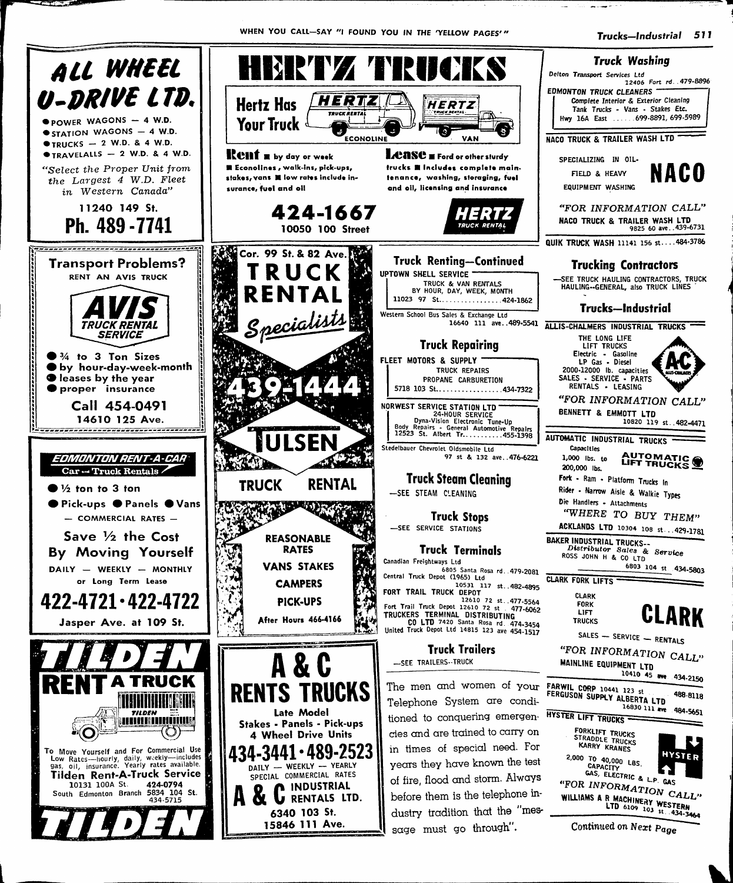## ALL WHEEL U-DRIVE LTD.

- POWER WAGONS — 4 W.D.
- STATION WAGONS — 4 W.D.
- TRUCKS — 2 W.D. & 4 W.D.
- TRAVELALLS — 2 W.D. & 4 W.D.

*"Select the Proper Unit from the Largest 4 W.D. Fleet in Western Canada"*

11240 149 St.

**Ph. 489-7741**

---

**Transport Problems?**

RENT AN AVIS TRUCK

**AVIS TRUCK RENTAL SERVICE**

- ¾ to 3 Ton Sizes
- by hour-day-week-month
- leases by the year
- proper insurance

**Call 454-0491**

14610 125 Ave.

---

**EDMONTON RENT-A-CAR**

Car — Truck Rentals

- ½ ton to 3 ton
- Pick-ups
- Panels
- Vans

— COMMERCIAL RATES —

**Save ½ the Cost By Moving Yourself**

DAILY — WEEKLY — MONTHLY or Long Term Lease

**422-4721 · 422-4722**

Jasper Ave. at 109 St.

---

**TILDEN RENT A TRUCK**

To Move Yourself and For Commercial Use Low Rates—hourly, daily, weekly—includes gas, oil, insurance. Yearly rates available.

**Tilden Rent-A-Truck Service**

10131 100A St. 424-0794

South Edmonton Branch 5834 104 St. 434-5715

**TILDEN**

---

## HERTZ TRUCKS

**Hertz Has Your Truck**

HERTZ TRUCK RENTAL — ECONOLINE — VAN

**Rent** ■ by day or week ■ Econolines, walk-ins, pick-ups, stakes, vans ■ low rates include insurance, fuel and oil

**Lease** ■ Ford or other sturdy trucks ■ Includes complete maintenance, washing, storaging, fuel and oil, licensing and insurance

**424-1667**

10050 100 Street

HERTZ TRUCK RENTAL

---

Cor. 99 St. & 82 Ave.

**TRUCK RENTAL** *Specialists*

**439-1444**

**TULSEN**

**TRUCK RENTAL**

REASONABLE RATES

VANS STAKES

CAMPERS

PICK-UPS

After Hours 466-4166

---

## A & C RENTS TRUCKS

Late Model

Stakes - Panels - Pick-ups

4 Wheel Drive Units

**434-3441 · 489-2523**

DAILY — WEEKLY — YEARLY

SPECIAL COMMERCIAL RATES

**A & C INDUSTRIAL RENTALS LTD.**

6340 103 St.

15846 111 Ave.

---

## Truck Renting—Continued

UPTOWN SHELL SERVICE
TRUCK & VAN RENTALS
BY HOUR, DAY, WEEK, MONTH
11023 97 St. ........ 424-1862

Western School Bus Sales & Exchange Ltd 16640 111 ave. . 489-5541

## Truck Repairing

FLEET MOTORS & SUPPLY
TRUCK REPAIRS
PROPANE CARBURETION
5718 103 St. ........ 434-7322

NORWEST SERVICE STATION LTD
24-HOUR SERVICE
Dyna-Vision Electronic Tune-Up
Body Repairs - General Automotive Repairs
12523 St. Albert Tr. ........ 455-1398

Stedelbauer Chevrolet Oldsmobile Ltd 97 st & 132 ave. . 476-6221

## Truck Steam Cleaning

—SEE STEAM CLEANING

## Truck Stops

—SEE SERVICE STATIONS

## Truck Terminals

Canadian Freightways Ltd 6805 Santa Rosa rd. . 479-2081

Central Truck Depot (1965) Ltd 10531 117 st. . 482-4895

FORT TRAIL TRUCK DEPOT 12610 72 st. . 477-5564

Fort Trail Truck Depot 12610 72 st. . 477-6062

TRUCKERS TERMINAL DISTRIBUTING CO LTD 7420 Santa Rosa rd. 474-3454

United Truck Depot Ltd 14815 123 ave 454-1517

## Truck Trailers

—SEE TRAILERS--TRUCK

The men and women of your Telephone System are conditioned to conquering emergencies and are trained to carry on in times of special need. For years they have known the test of fire, flood and storm. Always before them is the telephone industry tradition that the "message must go through".

---

## Truck Washing

Delton Transport Services Ltd 12406 Fort rd. . 479-8896

EDMONTON TRUCK CLEANERS
Complete Interior & Exterior Cleaning
Tank Trucks - Vans - Stakes Etc.
Hwy 16A East ........ 699-8891, 699-5989

NACO TRUCK & TRAILER WASH LTD

SPECIALIZING IN OIL-FIELD & HEAVY EQUIPMENT WASHING

**NACO**

*"FOR INFORMATION CALL"*

NACO TRUCK & TRAILER WASH LTD 9825 60 ave. . 439-6731

QUIK TRUCK WASH 11141 156 st. . . . 484-3786

## Trucking Contractors

—SEE TRUCK HAULING CONTRACTORS, TRUCK HAULING--GENERAL, also TRUCK LINES

## Trucks—Industrial

ALLIS-CHALMERS INDUSTRIAL TRUCKS

THE LONG LIFE LIFT TRUCKS
Electric - Gasoline
LP Gas - Diesel
2000-12000 lb. capacities
SALES - SERVICE - PARTS
RENTALS - LEASING

*"FOR INFORMATION CALL"*

BENNETT & EMMOTT LTD 10820 119 st. . 482-4471

AUTOMATIC INDUSTRIAL TRUCKS

Capacities 1,000 lbs. to 200,000 lbs.

AUTOMATIC LIFT TRUCKS

Fork - Ram - Platform Trucks In Rider - Narrow Aisle & Walkie Types
Die Handlers - Attachments

*"WHERE TO BUY THEM"*

ACKLANDS LTD 10304 108 st. . . 429-1781

BAKER INDUSTRIAL TRUCKS--
*Distributor Sales & Service*
ROSS JOHN H & CO LTD 6803 104 st 434-5803

CLARK FORK LIFTS

CLARK FORK LIFT TRUCKS

**CLARK**

SALES — SERVICE — RENTALS

*"FOR INFORMATION CALL"*

MAINLINE EQUIPMENT LTD 10410 45 ave 434-2150

FARWIL CORP 10441 123 st 488-8118

FERGUSON SUPPLY ALBERTA LTD 16830 111 ave 484-5651

HYSTER LIFT TRUCKS

FORKLIFT TRUCKS
STRADDLE TRUCKS
KARRY KRANES

2,000 TO 40,000 LBS. CAPACITY

GAS, ELECTRIC & L.P. GAS

HYSTER

*"FOR INFORMATION CALL"*

WILLIAMS A R MACHINERY WESTERN LTD 6109 103 st. . 434-3464

*Continued on Next Page*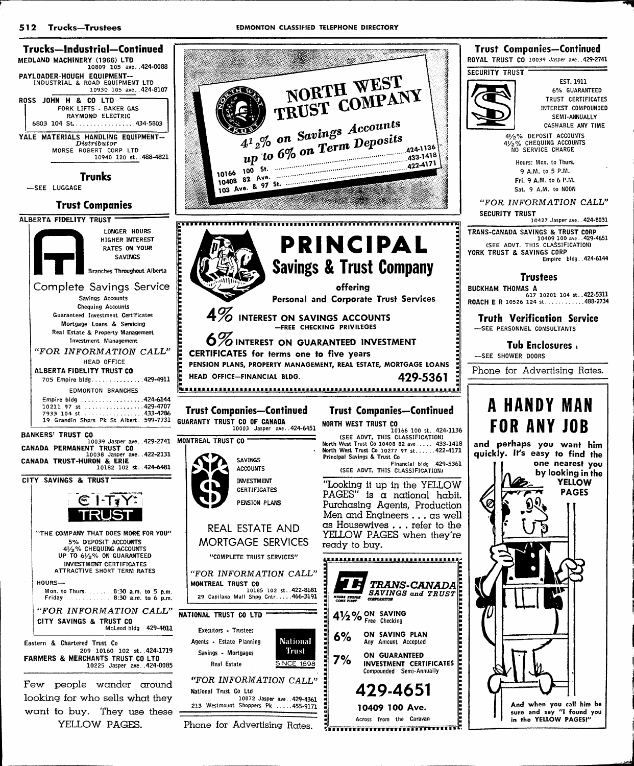## Trucks—Industrial—Continued

MEDLAND MACHINERY (1966) LTD
10809 105 ave..424-0088

PAYLOADER-HOUGH EQUIPMENT--
INDUSTRIAL & ROAD EQUIPMENT LTD
10930 105 ave..424-8107

ROSS JOHN H & CO LTD
FORK LIFTS - BAKER GAS
RAYMOND ELECTRIC
6803 104 St.................434-5803

YALE MATERIALS HANDLING EQUIPMENT--
*Distributor*
MORSE ROBERT CORP LTD
10940 120 st..488-4821

## Trunks

—SEE LUGGAGE

## Trust Companies

ALBERTA FIDELITY TRUST

LONGER HOURS
HIGHER INTEREST
RATES ON YOUR
SAVINGS

Branches Throughout Alberta

Complete Savings Service

Savings Accounts
Chequing Accounts
Guaranteed Investment Certificates
Mortgage Loans & Servicing
Real Estate & Property Management
Investment Management

*"FOR INFORMATION CALL"*

HEAD OFFICE
ALBERTA FIDELITY TRUST CO
705 Empire bldg...............429-4911

EDMONTON BRANCHES
Empire bldg ...................424-6144
10211 97 st ...................429-4707
7933 104 st....................433-4286
19 Grandin Shprs Pk St Albert. 599-7731

BANKERS' TRUST CO
10039 Jasper ave..429-2741

CANADA PERMANENT TRUST CO
10038 Jasper ave..422-2131

CANADA TRUST-HURON & ERIE
10182 102 st..424-6481

CITY SAVINGS & TRUST

CITY TRUST

"THE COMPANY THAT DOES MORE FOR YOU"
5% DEPOSIT ACCOUNTS
4½% CHEQUING ACCOUNTS
UP TO 6½% ON GUARANTEED
INVESTMENT CERTIFICATES
ATTRACTIVE SHORT TERM RATES

HOURS—
Mon. to Thurs. ....... 8:30 a.m. to 5 p.m.
Friday ............ 8:30 a.m. to 6 p.m.

*"FOR INFORMATION CALL"*

CITY SAVINGS & TRUST CO
McLeod bldg 429-4811

Eastern & Chartered Trust Co
209 10160 102 st..424-1719

FARMERS & MERCHANTS TRUST CO LTD
10225 Jasper ave..424-0085

Few people wander around looking for who sells what they want to buy. They use these YELLOW PAGES.

NORTH WEST TRUST COMPANY

$4\frac{1}{2}$% on Savings Accounts
up to 6% on Term Deposits

10166 100 St. .......... 424-1136
10408 82 Ave. .......... 433-1418
103 Ave. & 97 St. .......... 422-4171

PRINCIPAL Savings & Trust Company

offering
Personal and Corporate Trust Services

4% INTEREST ON SAVINGS ACCOUNTS
—FREE CHECKING PRIVILEGES

6% INTEREST ON GUARANTEED INVESTMENT CERTIFICATES for terms one to five years

PENSION PLANS, PROPERTY MANAGEMENT, REAL ESTATE, MORTGAGE LOANS

HEAD OFFICE—FINANCIAL BLDG. 429-5361

## Trust Companies—Continued

GUARANTY TRUST CO OF CANADA
10003 Jasper ave..424-6451

MONTREAL TRUST CO

SAVINGS ACCOUNTS
INVESTMENT CERTIFICATES
PENSION PLANS

REAL ESTATE AND MORTGAGE SERVICES

"COMPLETE TRUST SERVICES"

*"FOR INFORMATION CALL"*

MONTREAL TRUST CO
10185 102 st..422-8181
29 Capilano Mall Shpg Cntr.....466-3191

NATIONAL TRUST CO LTD

Executors - Trustees
Agents - Estate Planning
Savings - Mortgages
Real Estate

National Trust
SINCE 1898

*"FOR INFORMATION CALL"*

National Trust Co Ltd
10072 Jasper ave..429-4361
213 Westmount Shoppers Pk ......455-9171

Phone for Advertising Rates.

## Trust Companies—Continued

NORTH WEST TRUST CO
10166 100 st..424-1136
(SEE ADVT. THIS CLASSIFICATION)
North West Trust Co 10408 82 ave .... 433-1418
North West Trust Co 10277 97 st......422-4171

Principal Savings & Trust Co
Financial bldg 429-5361
(SEE ADVT. THIS CLASSIFICATION)

"Looking it up in the YELLOW PAGES" is a national habit. Purchasing Agents, Production Men and Engineers ... as well as Housewives ... refer to the YELLOW PAGES when they're ready to buy.

TRANS-CANADA SAVINGS and TRUST CORPORATION

WHERE PEOPLE COME FIRST

4½% ON SAVING
Free Checking

6% ON SAVING PLAN
Any Amount Accepted

7% ON GUARANTEED INVESTMENT CERTIFICATES
Compounded Semi-Annually

429-4651

10409 100 Ave.

Across from the Caravan

## Trust Companies—Continued

ROYAL TRUST CO 10039 Jasper ave..429-2741

SECURITY TRUST

EST. 1911
6% GUARANTEED
TRUST CERTIFICATES
INTEREST COMPOUNDED
SEMI-ANNUALLY
CASHABLE ANY TIME

4½% DEPOSIT ACCOUNTS
4½% CHEQUING ACCOUNTS
NO SERVICE CHARGE

Hours: Mon. to Thurs.
9 A.M. to 5 P.M.
Fri. 9 A.M. to 6 P.M.
Sat. 9 A.M. to NOON

*"FOR INFORMATION CALL"*

SECURITY TRUST
10427 Jasper ave..424-8031

TRANS-CANADA SAVINGS & TRUST CORP
10409 100 ave..429-4651
(SEE ADVT. THIS CLASSIFICATION)

YORK TRUST & SAVINGS CORP
Empire bldg..424-6144

## Trustees

BUCKHAM THOMAS A
617 10201 104 st..422-5311

ROACH E R 10526 124 st............488-2734

## Truth Verification Service

—SEE PERSONNEL CONSULTANTS

## Tub Enclosures

—SEE SHOWER DOORS

Phone for Advertising Rates.

A HANDY MAN FOR ANY JOB

and perhaps you want him quickly. It's easy to find the one nearest you by looking in the YELLOW PAGES

And when you call him be sure and say "I found you in the YELLOW PAGES!"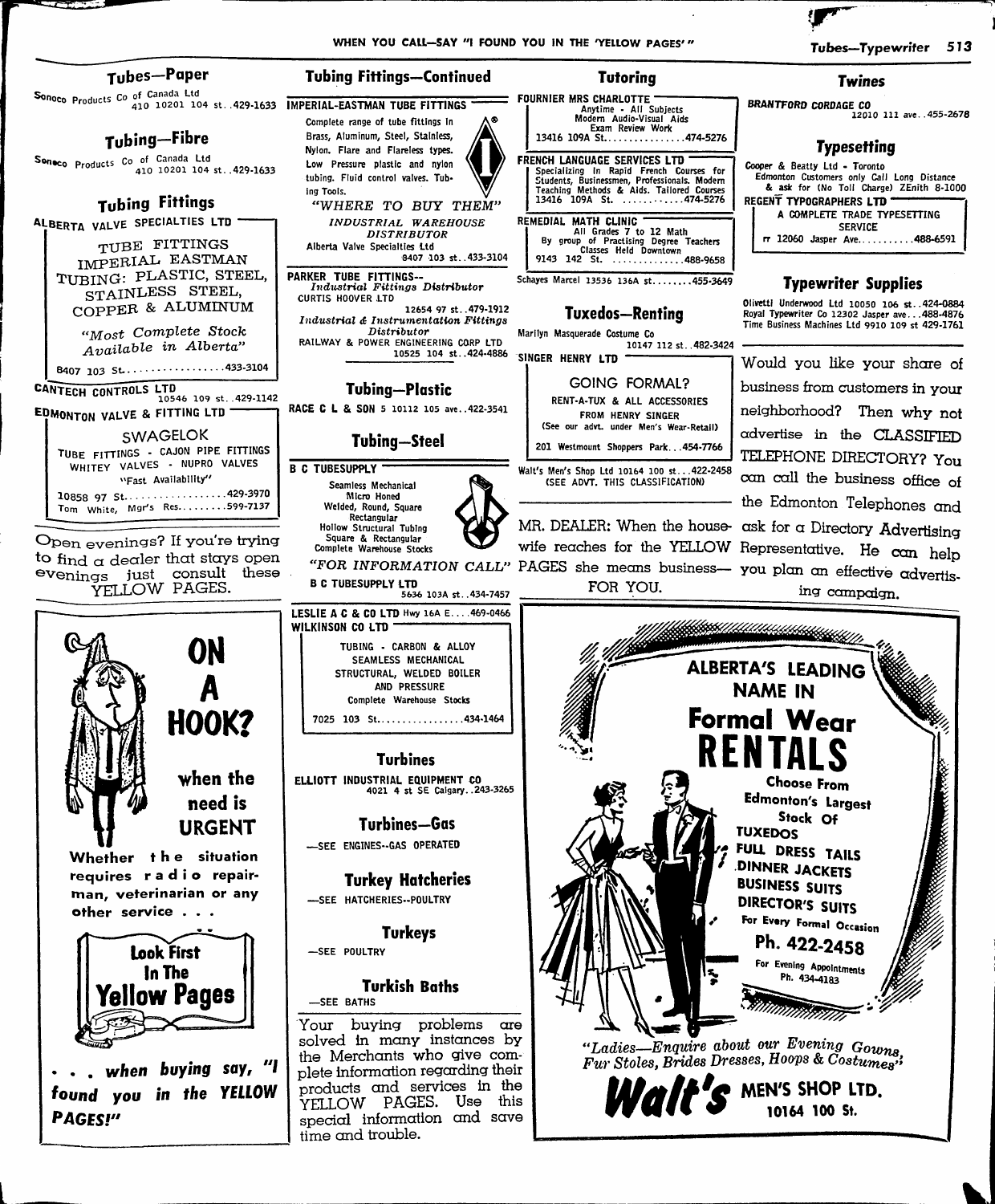## Tubes—Paper

Sonoco Products Co of Canada Ltd 410 10201 104 st..429-1633

## Tubing—Fibre

Sonoco Products Co of Canada Ltd 410 10201 104 st..429-1633

## Tubing Fittings

ALBERTA VALVE SPECIALTIES LTD

TUBE FITTINGS
IMPERIAL EASTMAN
TUBING: PLASTIC, STEEL,
STAINLESS STEEL,
COPPER & ALUMINUM

*"Most Complete Stock Available in Alberta"*

8407 103 St..................433-3104

CANTECH CONTROLS LTD 10546 109 st..429-1142

EDMONTON VALVE & FITTING LTD

SWAGELOK
TUBE FITTINGS - CAJON PIPE FITTINGS
WHITEY VALVES - NUPRO VALVES
"Fast Availability"

10858 97 St..................429-3970
Tom White, Mgr's Res.........599-7137

Open evenings? If you're trying to find a dealer that stays open evenings just consult these YELLOW PAGES.

**ON A HOOK?**

**when the need is URGENT**

**Whether the situation requires radio repairman, veterinarian or any other service . . .**

**Look First In The Yellow Pages**

***. . . when buying say, "I found you in the YELLOW PAGES!"***

## Tubing Fittings—Continued

IMPERIAL-EASTMAN TUBE FITTINGS

Complete range of tube fittings in Brass, Aluminum, Steel, Stainless, Nylon. Flare and Flareless types. Low Pressure plastic and nylon tubing. Fluid control valves. Tubing Tools.

*"WHERE TO BUY THEM"*

*INDUSTRIAL WAREHOUSE DISTRIBUTOR*

Alberta Valve Specialties Ltd 8407 103 st..433-3104

PARKER TUBE FITTINGS--
*Industrial Fittings Distributor*
CURTIS HOOVER LTD 12654 97 st..479-1912
*Industrial & Instrumentation Fittings Distributor*
RAILWAY & POWER ENGINEERING CORP LTD 10525 104 st..424-4886

## Tubing—Plastic

RACE C L & SON 5 10112 105 ave..422-3541

## Tubing—Steel

B C TUBESUPPLY

Seamless Mechanical
Micro Honed
Welded, Round, Square
Rectangular
Hollow Structural Tubing
Square & Rectangular
Complete Warehouse Stocks

*"FOR INFORMATION CALL"*

B C TUBESUPPLY LTD 5636 103A st..434-7457

LESLIE A C & CO LTD Hwy 16A E....469-0466

WILKINSON CO LTD

TUBING - CARBON & ALLOY
SEAMLESS MECHANICAL
STRUCTURAL, WELDED BOILER
AND PRESSURE
Complete Warehouse Stocks

7025 103 St.................434-1464

## Turbines

ELLIOTT INDUSTRIAL EQUIPMENT CO 4021 4 st SE Calgary..243-3265

## Turbines—Gas

—SEE ENGINES--GAS OPERATED

## Turkey Hatcheries

—SEE HATCHERIES--POULTRY

## Turkeys

—SEE POULTRY

## Turkish Baths

—SEE BATHS

Your buying problems are solved in many instances by the Merchants who give complete information regarding their products and services in the YELLOW PAGES. Use this special information and save time and trouble.

## Tutoring

FOURNIER MRS CHARLOTTE
Anytime - All Subjects
Modern Audio-Visual Aids
Exam Review Work
13416 109A St...............474-5276

FRENCH LANGUAGE SERVICES LTD
Specializing in Rapid French Courses for Students, Businessmen, Professionals. Modern Teaching Methods & Aids. Tailored Courses
13416 109A St. ...........474-5276

REMEDIAL MATH CLINIC
All Grades 7 to 12 Math
By group of Practising Degree Teachers
Classes Held Downtown
9143 142 St. .............488-9658

Schayes Marcel 13536 136A st........455-3649

## Tuxedos—Renting

Marilyn Masquerade Costume Co 10147 112 st..482-3424

SINGER HENRY LTD

GOING FORMAL?
RENT-A-TUX & ALL ACCESSORIES
FROM HENRY SINGER
(See our advt. under Men's Wear-Retail)

201 Westmount Shoppers Park...454-7766

Walt's Men's Shop Ltd 10164 100 st...422-2458
(SEE ADVT. THIS CLASSIFICATION)

MR. DEALER: When the housewife reaches for the YELLOW PAGES she means business—FOR YOU.

## Twines

BRANTFORD CORDAGE CO 12010 111 ave..455-2678

## Typesetting

Cooper & Beatty Ltd - Toronto
Edmonton Customers only Call Long Distance & ask for (No Toll Charge) ZEnith 8-1000

REGENT TYPOGRAPHERS LTD
A COMPLETE TRADE TYPESETTING SERVICE
rr 12060 Jasper Ave...........488-6591

## Typewriter Supplies

Olivetti Underwood Ltd 10050 106 st..424-0884
Royal Typewriter Co 12302 Jasper ave...488-4876
Time Business Machines Ltd 9910 109 st 429-1761

Would you like your share of business from customers in your neighborhood? Then why not advertise in the CLASSIFIED TELEPHONE DIRECTORY? You can call the business office of the Edmonton Telephones and ask for a Directory Advertising Representative. He can help you plan an effective advertising campaign.

**ALBERTA'S LEADING NAME IN**
**Formal Wear RENTALS**

**Choose From Edmonton's Largest Stock Of**
**TUXEDOS**
**FULL DRESS TAILS**
**DINNER JACKETS**
**BUSINESS SUITS**
**DIRECTOR'S SUITS**
**For Every Formal Occasion**

**Ph. 422-2458**
For Evening Appointments Ph. 434-4183

*"Ladies—Enquire about our Evening Gowns, Fur Stoles, Brides Dresses, Hoops & Costumes"*

**Walt's MEN'S SHOP LTD.**
**10164 100 St.**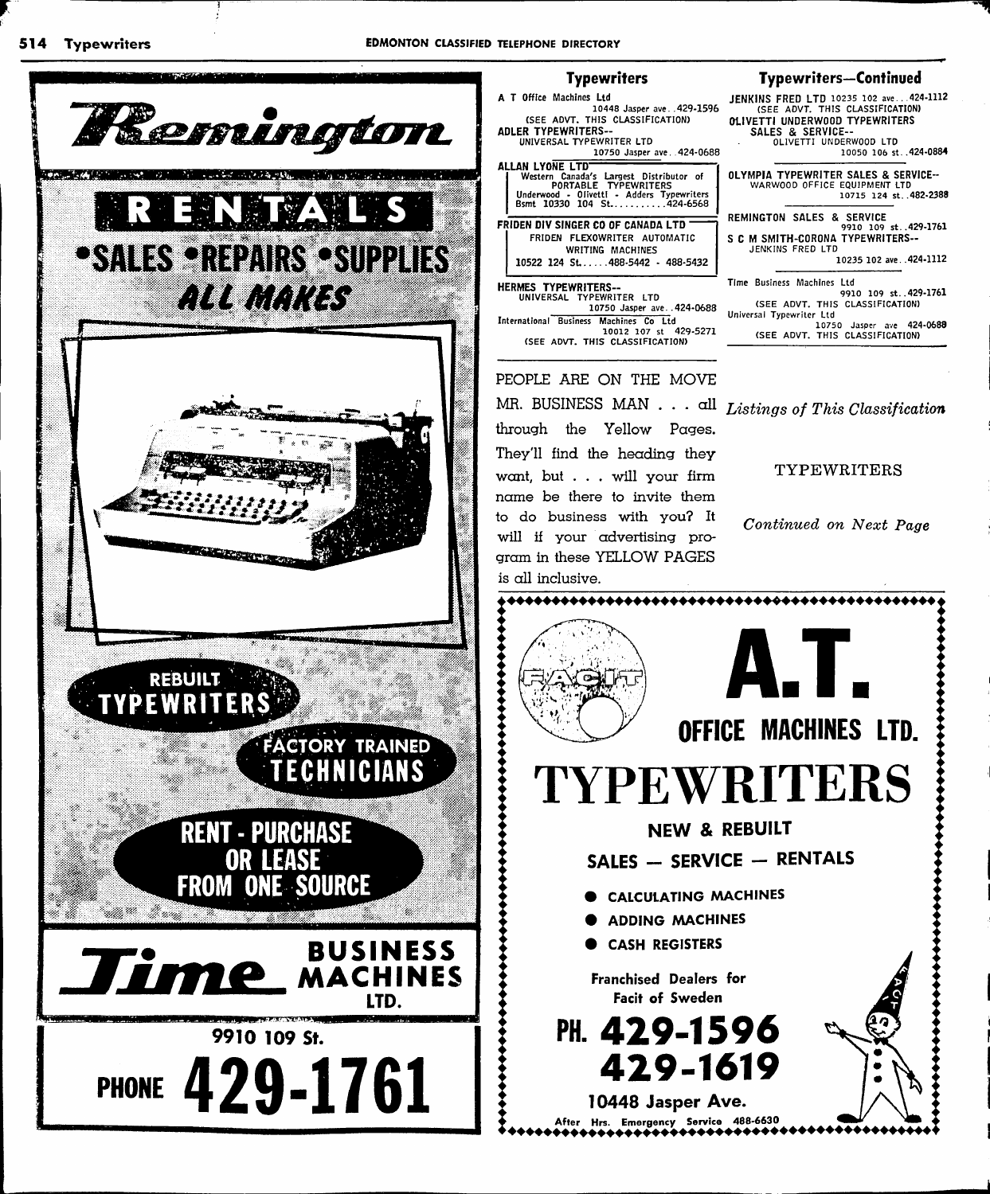# Typewriters

## Remington

**RENTALS**

**•SALES •REPAIRS •SUPPLIES**

**ALL MAKES**

REBUILT TYPEWRITERS

FACTORY TRAINED TECHNICIANS

RENT - PURCHASE OR LEASE FROM ONE SOURCE

**Time BUSINESS MACHINES LTD.**

9910 109 St.

PHONE 429-1761

---

## Typewriters

A T Office Machines Ltd
10448 Jasper ave..429-1596
(SEE ADVT. THIS CLASSIFICATION)

ADLER TYPEWRITERS--
UNIVERSAL TYPEWRITER LTD
10750 Jasper ave..424-0688

ALLAN LYONE LTD
Western Canada's Largest Distributor of PORTABLE TYPEWRITERS
Underwood - Olivetti - Adders Typewriters
Bsmt 10330 104 St..........424-6568

FRIDEN DIV SINGER CO OF CANADA LTD
FRIDEN FLEXOWRITER AUTOMATIC WRITING MACHINES
10522 124 St......488-5442 - 488-5432

HERMES TYPEWRITERS--
UNIVERSAL TYPEWRITER LTD
10750 Jasper ave..424-0688

International Business Machines Co Ltd
10012 107 st 429-5271
(SEE ADVT. THIS CLASSIFICATION)

## Typewriters—Continued

JENKINS FRED LTD 10235 102 ave..424-1112
(SEE ADVT. THIS CLASSIFICATION)

OLIVETTI UNDERWOOD TYPEWRITERS SALES & SERVICE--
OLIVETTI UNDERWOOD LTD
10050 106 st..424-0884

OLYMPIA TYPEWRITER SALES & SERVICE--
WARWOOD OFFICE EQUIPMENT LTD
10715 124 st..482-2388

REMINGTON SALES & SERVICE
9910 109 st..429-1761

S C M SMITH-CORONA TYPEWRITERS--
JENKINS FRED LTD
10235 102 ave..424-1112

Time Business Machines Ltd
9910 109 st..429-1761
(SEE ADVT. THIS CLASSIFICATION)

Universal Typewriter Ltd
10750 Jasper ave 424-0688
(SEE ADVT. THIS CLASSIFICATION)

---

PEOPLE ARE ON THE MOVE MR. BUSINESS MAN . . . all through the Yellow Pages. They'll find the heading they want, but . . . will your firm name be there to invite them to do business with you? It will if your advertising program in these YELLOW PAGES is all inclusive.

*Listings of This Classification*

TYPEWRITERS

*Continued on Next Page*

---

FACIT

**A.T.**

**OFFICE MACHINES LTD.**

**TYPEWRITERS**

NEW & REBUILT

SALES — SERVICE — RENTALS

- CALCULATING MACHINES
- ADDING MACHINES
- CASH REGISTERS

Franchised Dealers for Facit of Sweden

PH. 429-1596
429-1619

10448 Jasper Ave.

After Hrs. Emergency Service 488-6630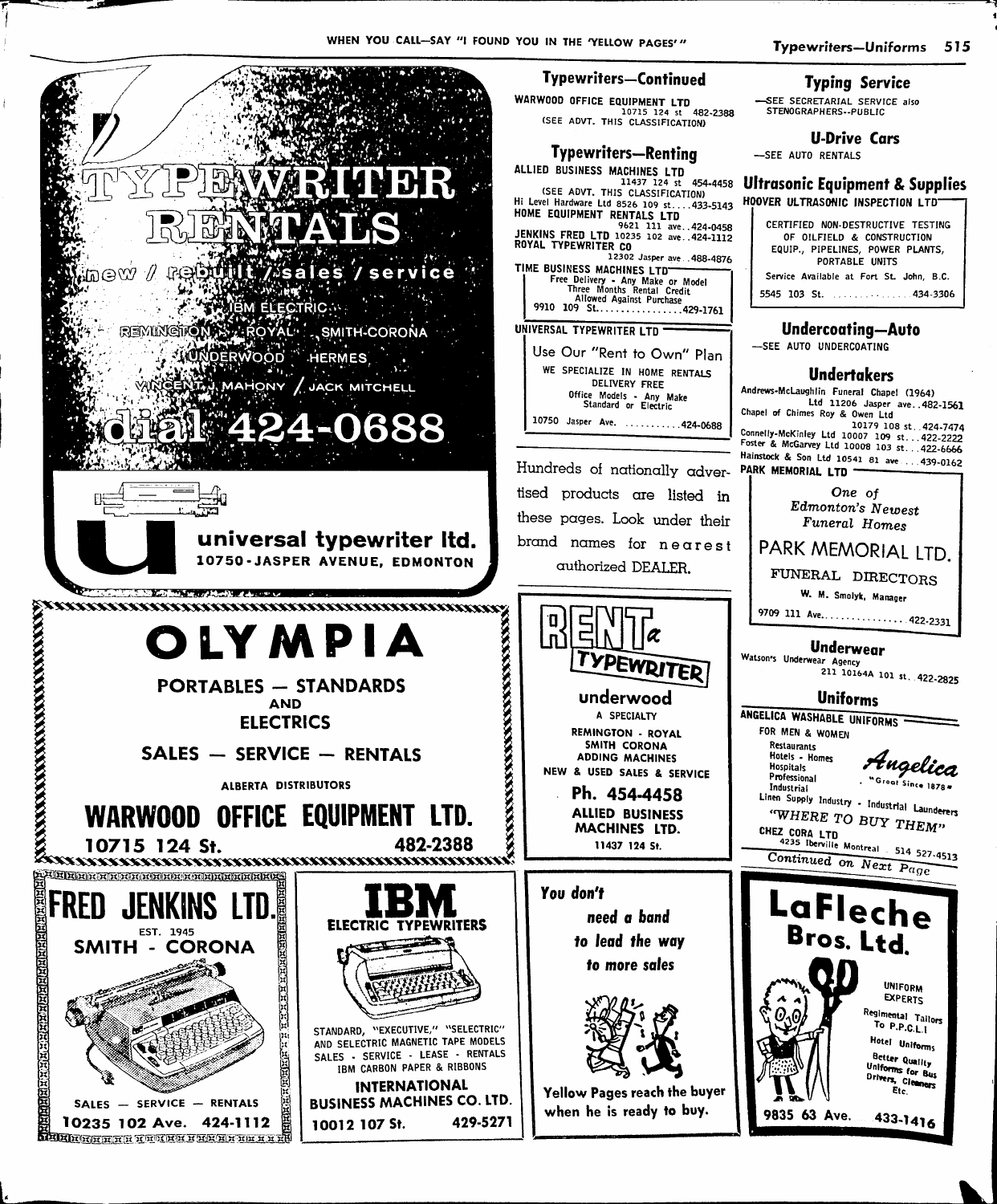WHEN YOU CALL—SAY "I FOUND YOU IN THE 'YELLOW PAGES'"

TYPEWRITER RENTALS

new / rebuilt / sales / service

IBM ELECTRIC

REMINGTON · ROYAL · SMITH-CORONA

UNDERWOOD · HERMES

VINCENT J. MAHONY / JACK MITCHELL

dial 424-0688

universal typewriter ltd.
10750-JASPER AVENUE, EDMONTON

# OLYMPIA

PORTABLES — STANDARDS
AND
ELECTRICS

SALES — SERVICE — RENTALS

ALBERTA DISTRIBUTORS

**WARWOOD OFFICE EQUIPMENT LTD.**

10715 124 St. 482-2388

**FRED JENKINS LTD.**
EST. 1945
SMITH - CORONA

SALES — SERVICE — RENTALS
10235 102 Ave. 424-1112

**IBM**
ELECTRIC TYPEWRITERS

STANDARD, "EXECUTIVE," "SELECTRIC" AND SELECTRIC MAGNETIC TAPE MODELS
SALES - SERVICE - LEASE - RENTALS
IBM CARBON PAPER & RIBBONS

INTERNATIONAL BUSINESS MACHINES CO. LTD.
10012 107 St. 429-5271

## Typewriters—Continued

WARWOOD OFFICE EQUIPMENT LTD 10715 124 st 482-2388
(SEE ADVT. THIS CLASSIFICATION)

## Typewriters—Renting

ALLIED BUSINESS MACHINES LTD 11437 124 st 454-4458
(SEE ADVT. THIS CLASSIFICATION)
Hi Level Hardware Ltd 8526 109 st....433-5143
HOME EQUIPMENT RENTALS LTD 9621 111 ave..424-0458
JENKINS FRED LTD 10235 102 ave..424-1112
ROYAL TYPEWRITER CO 12302 Jasper ave..488-4876

TIME BUSINESS MACHINES LTD
Free Delivery - Any Make or Model
Three Months Rental Credit
Allowed Against Purchase
9910 109 St................429-1761

UNIVERSAL TYPEWRITER LTD
Use Our "Rent to Own" Plan
WE SPECIALIZE IN HOME RENTALS
DELIVERY FREE
Office Models - Any Make
Standard or Electric
10750 Jasper Ave. ...........424-0688

Hundreds of nationally advertised products are listed in these pages. Look under their brand names for nearest authorized DEALER.

RENT a TYPEWRITER

underwood
A SPECIALTY
REMINGTON - ROYAL
SMITH CORONA
ADDING MACHINES
NEW & USED SALES & SERVICE

Ph. 454-4458
ALLIED BUSINESS MACHINES LTD.
11437 124 St.

*You don't need a band to lead the way to more sales*

Yellow Pages reach the buyer when he is ready to buy.

## Typing Service

—SEE SECRETARIAL SERVICE also STENOGRAPHERS--PUBLIC

## U-Drive Cars

—SEE AUTO RENTALS

## Ultrasonic Equipment & Supplies

HOOVER ULTRASONIC INSPECTION LTD
CERTIFIED NON-DESTRUCTIVE TESTING OF OILFIELD & CONSTRUCTION EQUIP., PIPELINES, POWER PLANTS, PORTABLE UNITS
Service Available at Fort St. John, B.C.
5545 103 St. ...............434-3306

## Undercoating—Auto

—SEE AUTO UNDERCOATING

## Undertakers

Andrews-McLaughlin Funeral Chapel (1964) Ltd 11206 Jasper ave..482-1561
Chapel of Chimes Roy & Owen Ltd 10179 108 st..424-7474
Connelly-McKinley Ltd 10007 109 st...422-2222
Foster & McGarvey Ltd 10008 103 st...422-6666
Hainstock & Son Ltd 10541 81 ave ...439-0162

PARK MEMORIAL LTD
*One of Edmonton's Newest Funeral Homes*
PARK MEMORIAL LTD.
FUNERAL DIRECTORS
W. M. Smolyk, Manager
9709 111 Ave.................422-2331

## Underwear

Watson's Underwear Agency 211 10164A 101 st..422-2825

## Uniforms

ANGELICA WASHABLE UNIFORMS
FOR MEN & WOMEN
Restaurants
Hotels - Homes
Hospitals
Professional
Industrial
*Angelica* "Great Since 1878"
Linen Supply Industry - Industrial Launderers
"WHERE TO BUY THEM"
CHEZ CORA LTD
4235 Iberville Montreal . 514 527-4513

*Continued on Next Page*

**LaFleche Bros. Ltd.**
UNIFORM EXPERTS
Regimental Tailors To P.P.C.L.I
Hotel Uniforms
Better Quality Uniforms for Bus Drivers, Cleaners Etc.
9835 63 Ave. 433-1416